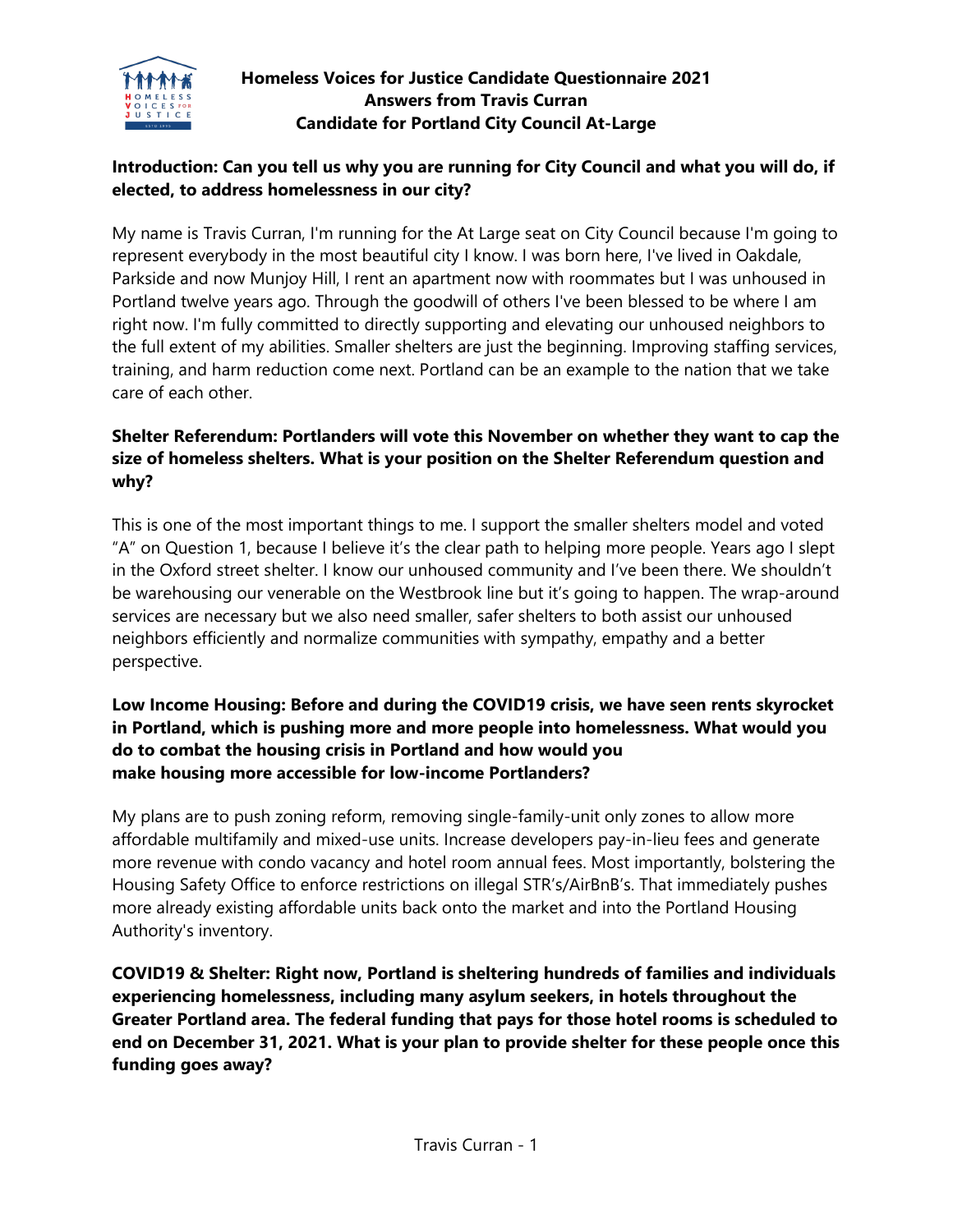# Homeless Voices for Justice Candidate Questionnaire 2021
## Answers from Travis Curran
## Candidate for Portland City Council At-Large

**Introduction: Can you tell us why you are running for City Council and what you will do, if elected, to address homelessness in our city?**

My name is Travis Curran, I'm running for the At Large seat on City Council because I'm going to represent everybody in the most beautiful city I know. I was born here, I've lived in Oakdale, Parkside and now Munjoy Hill, I rent an apartment now with roommates but I was unhoused in Portland twelve years ago. Through the goodwill of others I've been blessed to be where I am right now. I'm fully committed to directly supporting and elevating our unhoused neighbors to the full extent of my abilities. Smaller shelters are just the beginning. Improving staffing services, training, and harm reduction come next. Portland can be an example to the nation that we take care of each other.

**Shelter Referendum: Portlanders will vote this November on whether they want to cap the size of homeless shelters. What is your position on the Shelter Referendum question and why?**

This is one of the most important things to me. I support the smaller shelters model and voted "A" on Question 1, because I believe it's the clear path to helping more people. Years ago I slept in the Oxford street shelter. I know our unhoused community and I've been there. We shouldn't be warehousing our venerable on the Westbrook line but it's going to happen. The wrap-around services are necessary but we also need smaller, safer shelters to both assist our unhoused neighbors efficiently and normalize communities with sympathy, empathy and a better perspective.

**Low Income Housing: Before and during the COVID19 crisis, we have seen rents skyrocket in Portland, which is pushing more and more people into homelessness. What would you do to combat the housing crisis in Portland and how would you make housing more accessible for low-income Portlanders?**

My plans are to push zoning reform, removing single-family-unit only zones to allow more affordable multifamily and mixed-use units. Increase developers pay-in-lieu fees and generate more revenue with condo vacancy and hotel room annual fees. Most importantly, bolstering the Housing Safety Office to enforce restrictions on illegal STR's/AirBnB's. That immediately pushes more already existing affordable units back onto the market and into the Portland Housing Authority's inventory.

**COVID19 & Shelter: Right now, Portland is sheltering hundreds of families and individuals experiencing homelessness, including many asylum seekers, in hotels throughout the Greater Portland area. The federal funding that pays for those hotel rooms is scheduled to end on December 31, 2021. What is your plan to provide shelter for these people once this funding goes away?**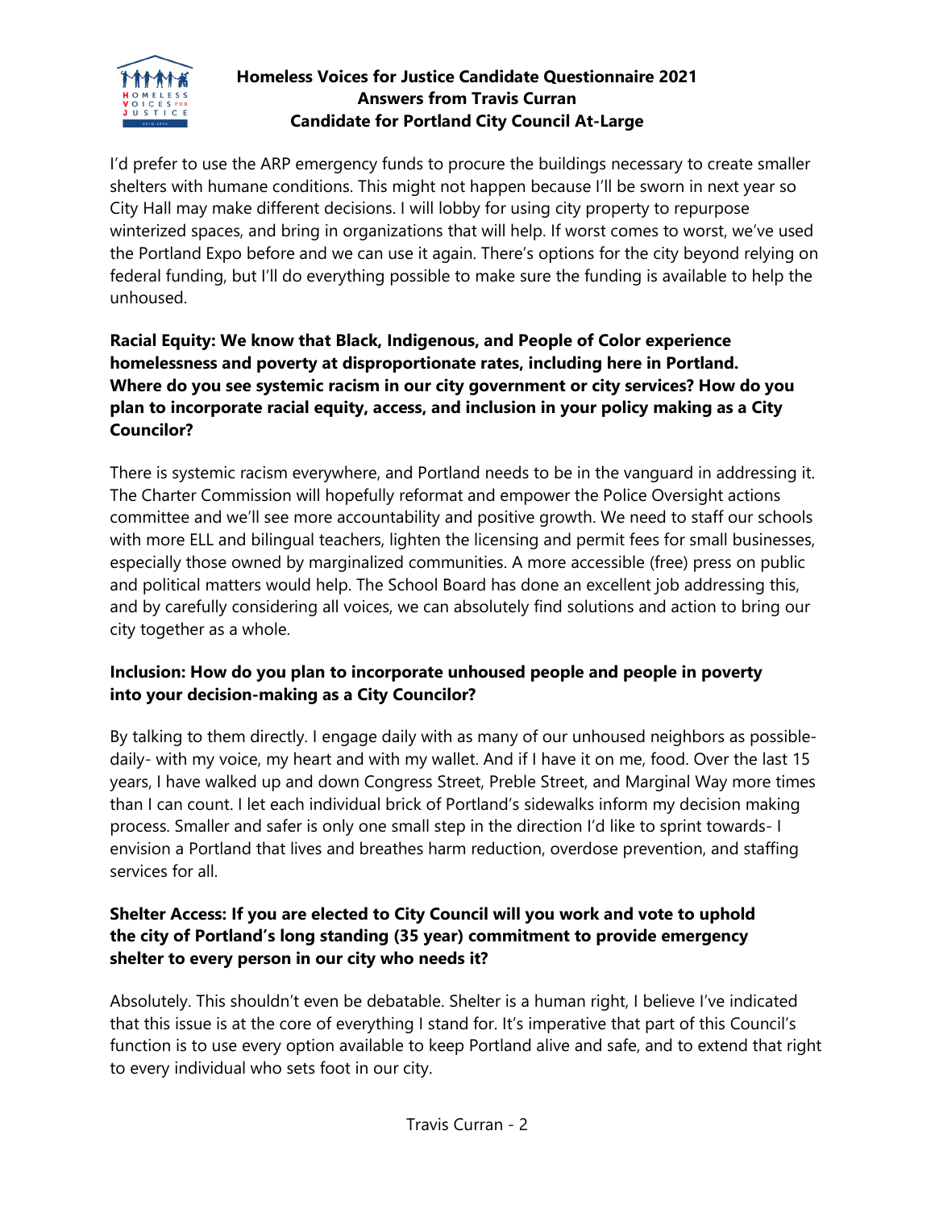I'd prefer to use the ARP emergency funds to procure the buildings necessary to create smaller shelters with humane conditions. This might not happen because I'll be sworn in next year so City Hall may make different decisions. I will lobby for using city property to repurpose winterized spaces, and bring in organizations that will help. If worst comes to worst, we've used the Portland Expo before and we can use it again. There's options for the city beyond relying on federal funding, but I'll do everything possible to make sure the funding is available to help the unhoused.

**Racial Equity: We know that Black, Indigenous, and People of Color experience homelessness and poverty at disproportionate rates, including here in Portland. Where do you see systemic racism in our city government or city services? How do you plan to incorporate racial equity, access, and inclusion in your policy making as a City Councilor?**

There is systemic racism everywhere, and Portland needs to be in the vanguard in addressing it. The Charter Commission will hopefully reformat and empower the Police Oversight actions committee and we'll see more accountability and positive growth. We need to staff our schools with more ELL and bilingual teachers, lighten the licensing and permit fees for small businesses, especially those owned by marginalized communities. A more accessible (free) press on public and political matters would help. The School Board has done an excellent job addressing this, and by carefully considering all voices, we can absolutely find solutions and action to bring our city together as a whole.

**Inclusion: How do you plan to incorporate unhoused people and people in poverty into your decision-making as a City Councilor?**

By talking to them directly. I engage daily with as many of our unhoused neighbors as possible- daily- with my voice, my heart and with my wallet. And if I have it on me, food. Over the last 15 years, I have walked up and down Congress Street, Preble Street, and Marginal Way more times than I can count. I let each individual brick of Portland's sidewalks inform my decision making process. Smaller and safer is only one small step in the direction I'd like to sprint towards- I envision a Portland that lives and breathes harm reduction, overdose prevention, and staffing services for all.

**Shelter Access: If you are elected to City Council will you work and vote to uphold the city of Portland's long standing (35 year) commitment to provide emergency shelter to every person in our city who needs it?**

Absolutely. This shouldn't even be debatable. Shelter is a human right, I believe I've indicated that this issue is at the core of everything I stand for. It's imperative that part of this Council's function is to use every option available to keep Portland alive and safe, and to extend that right to every individual who sets foot in our city.